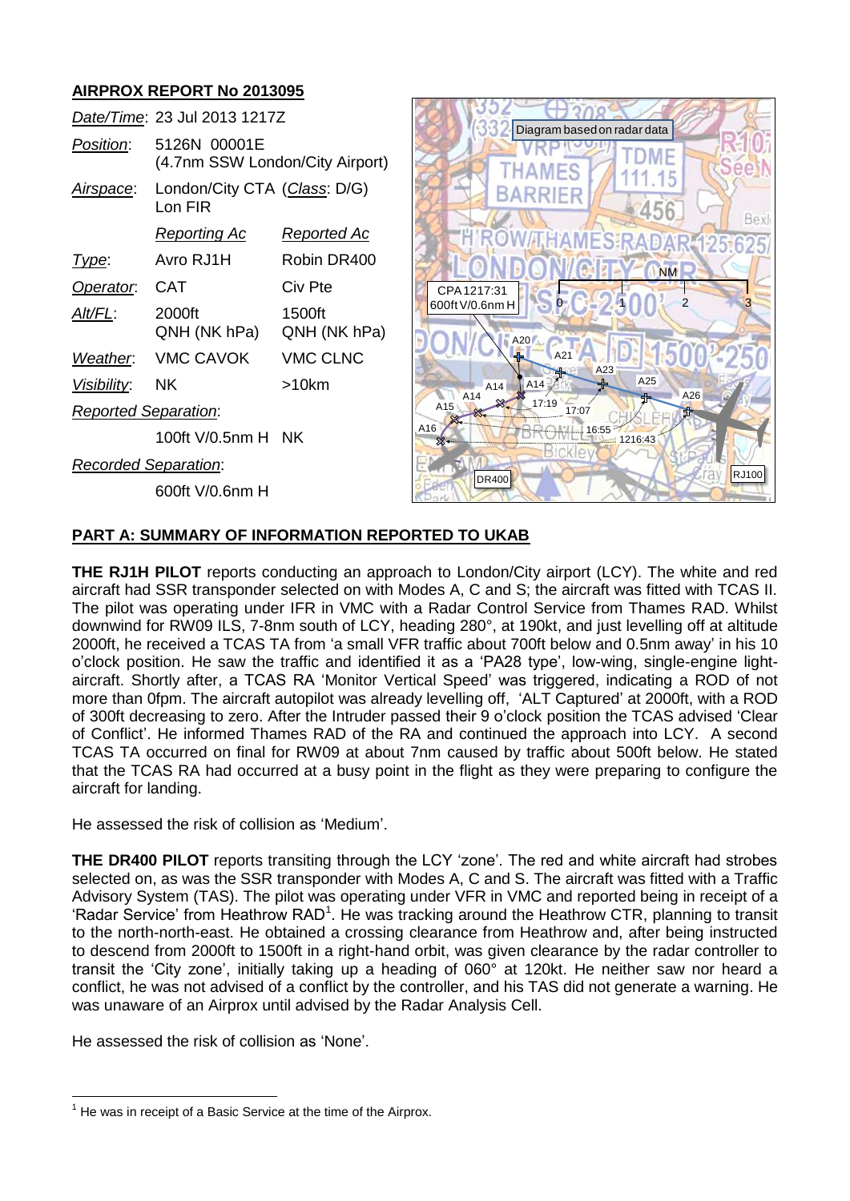## AIRPROX REPORT No 2013095

| | | |
|---|---|---|
| *Date/Time*: | 23 Jul 2013 1217Z | |
| *Position*: | 5126N 00001E (4.7nm SSW London/City Airport) | |
| *Airspace*: | London/City CTA (*Class*: D/G) Lon FIR | |
| | *Reporting Ac* | *Reported Ac* |
| *Type*: | Avro RJ1H | Robin DR400 |
| *Operator*: | CAT | Civ Pte |
| *Alt/FL*: | 2000ft QNH (NK hPa) | 1500ft QNH (NK hPa) |
| *Weather*: | VMC CAVOK | VMC CLNC |
| *Visibility*: | NK | >10km |
| *Reported Separation*: | | |
| | 100ft V/0.5nm H | NK |
| *Recorded Separation*: | | |
| | 600ft V/0.6nm H | |

### PART A: SUMMARY OF INFORMATION REPORTED TO UKAB

**THE RJ1H PILOT** reports conducting an approach to London/City airport (LCY). The white and red aircraft had SSR transponder selected on with Modes A, C and S; the aircraft was fitted with TCAS II. The pilot was operating under IFR in VMC with a Radar Control Service from Thames RAD. Whilst downwind for RW09 ILS, 7-8nm south of LCY, heading 280°, at 190kt, and just levelling off at altitude 2000ft, he received a TCAS TA from 'a small VFR traffic about 700ft below and 0.5nm away' in his 10 o'clock position. He saw the traffic and identified it as a 'PA28 type', low-wing, single-engine light-aircraft. Shortly after, a TCAS RA 'Monitor Vertical Speed' was triggered, indicating a ROD of not more than 0fpm. The aircraft autopilot was already levelling off, 'ALT Captured' at 2000ft, with a ROD of 300ft decreasing to zero. After the Intruder passed their 9 o'clock position the TCAS advised 'Clear of Conflict'. He informed Thames RAD of the RA and continued the approach into LCY. A second TCAS TA occurred on final for RW09 at about 7nm caused by traffic about 500ft below. He stated that the TCAS RA had occurred at a busy point in the flight as they were preparing to configure the aircraft for landing.

He assessed the risk of collision as 'Medium'.

**THE DR400 PILOT** reports transiting through the LCY 'zone'. The red and white aircraft had strobes selected on, as was the SSR transponder with Modes A, C and S. The aircraft was fitted with a Traffic Advisory System (TAS). The pilot was operating under VFR in VMC and reported being in receipt of a 'Radar Service' from Heathrow RAD[1]. He was tracking around the Heathrow CTR, planning to transit to the north-north-east. He obtained a crossing clearance from Heathrow and, after being instructed to descend from 2000ft to 1500ft in a right-hand orbit, was given clearance by the radar controller to transit the 'City zone', initially taking up a heading of 060° at 120kt. He neither saw nor heard a conflict, he was not advised of a conflict by the controller, and his TAS did not generate a warning. He was unaware of an Airprox until advised by the Radar Analysis Cell.

He assessed the risk of collision as 'None'.

[1] He was in receipt of a Basic Service at the time of the Airprox.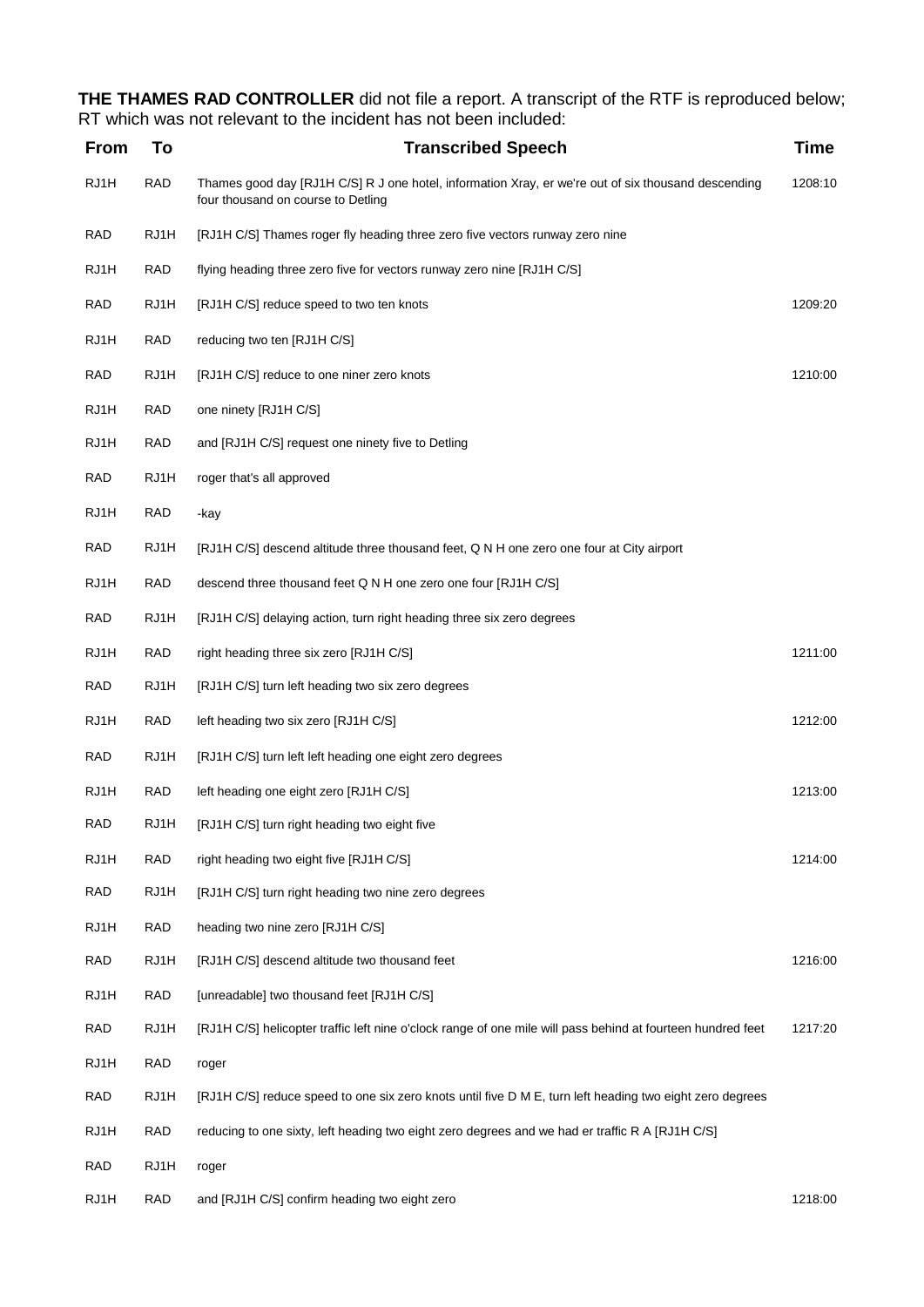**THE THAMES RAD CONTROLLER** did not file a report. A transcript of the RTF is reproduced below; RT which was not relevant to the incident has not been included:

| From | To | Transcribed Speech | Time |
|---|---|---|---|
| RJ1H | RAD | Thames good day [RJ1H C/S] R J one hotel, information Xray, er we're out of six thousand descending four thousand on course to Detling | 1208:10 |
| RAD | RJ1H | [RJ1H C/S] Thames roger fly heading three zero five vectors runway zero nine | |
| RJ1H | RAD | flying heading three zero five for vectors runway zero nine [RJ1H C/S] | |
| RAD | RJ1H | [RJ1H C/S] reduce speed to two ten knots | 1209:20 |
| RJ1H | RAD | reducing two ten [RJ1H C/S] | |
| RAD | RJ1H | [RJ1H C/S] reduce to one niner zero knots | 1210:00 |
| RJ1H | RAD | one ninety [RJ1H C/S] | |
| RJ1H | RAD | and [RJ1H C/S] request one ninety five to Detling | |
| RAD | RJ1H | roger that's all approved | |
| RJ1H | RAD | -kay | |
| RAD | RJ1H | [RJ1H C/S] descend altitude three thousand feet, Q N H one zero one four at City airport | |
| RJ1H | RAD | descend three thousand feet Q N H one zero one four [RJ1H C/S] | |
| RAD | RJ1H | [RJ1H C/S] delaying action, turn right heading three six zero degrees | |
| RJ1H | RAD | right heading three six zero [RJ1H C/S] | 1211:00 |
| RAD | RJ1H | [RJ1H C/S] turn left heading two six zero degrees | |
| RJ1H | RAD | left heading two six zero [RJ1H C/S] | 1212:00 |
| RAD | RJ1H | [RJ1H C/S] turn left left heading one eight zero degrees | |
| RJ1H | RAD | left heading one eight zero [RJ1H C/S] | 1213:00 |
| RAD | RJ1H | [RJ1H C/S] turn right heading two eight five | |
| RJ1H | RAD | right heading two eight five [RJ1H C/S] | 1214:00 |
| RAD | RJ1H | [RJ1H C/S] turn right heading two nine zero degrees | |
| RJ1H | RAD | heading two nine zero [RJ1H C/S] | |
| RAD | RJ1H | [RJ1H C/S] descend altitude two thousand feet | 1216:00 |
| RJ1H | RAD | [unreadable] two thousand feet [RJ1H C/S] | |
| RAD | RJ1H | [RJ1H C/S] helicopter traffic left nine o'clock range of one mile will pass behind at fourteen hundred feet | 1217:20 |
| RJ1H | RAD | roger | |
| RAD | RJ1H | [RJ1H C/S] reduce speed to one six zero knots until five D M E, turn left heading two eight zero degrees | |
| RJ1H | RAD | reducing to one sixty, left heading two eight zero degrees and we had er traffic R A [RJ1H C/S] | |
| RAD | RJ1H | roger | |
| RJ1H | RAD | and [RJ1H C/S] confirm heading two eight zero | 1218:00 |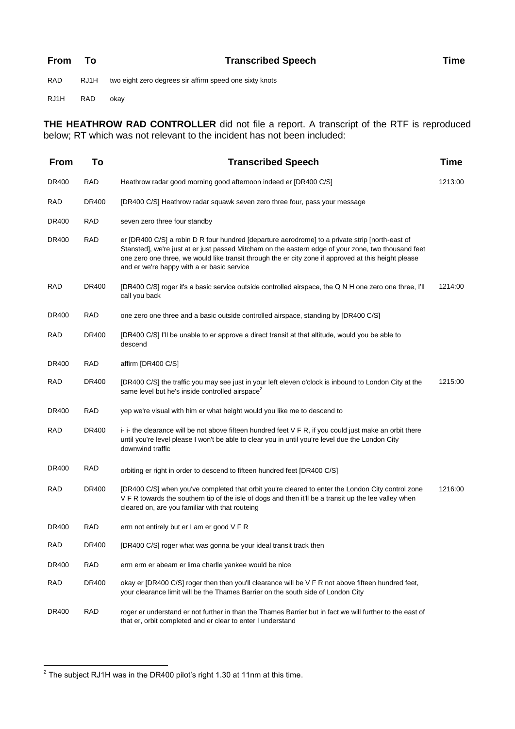| From | To | Transcribed Speech | Time |
|---|---|---|---|
| RAD | RJ1H | two eight zero degrees sir affirm speed one sixty knots | |
| RJ1H | RAD | okay | |

**THE HEATHROW RAD CONTROLLER** did not file a report. A transcript of the RTF is reproduced below; RT which was not relevant to the incident has not been included:

| From | To | Transcribed Speech | Time |
|---|---|---|---|
| DR400 | RAD | Heathrow radar good morning good afternoon indeed er [DR400 C/S] | 1213:00 |
| RAD | DR400 | [DR400 C/S] Heathrow radar squawk seven zero three four, pass your message | |
| DR400 | RAD | seven zero three four standby | |
| DR400 | RAD | er [DR400 C/S] a robin D R four hundred [departure aerodrome] to a private strip [north-east of Stansted], we're just at er just passed Mitcham on the eastern edge of your zone, two thousand feet one zero one three, we would like transit through the er city zone if approved at this height please and er we're happy with a er basic service | |
| RAD | DR400 | [DR400 C/S] roger it's a basic service outside controlled airspace, the Q N H one zero one three, I'll call you back | 1214:00 |
| DR400 | RAD | one zero one three and a basic outside controlled airspace, standing by [DR400 C/S] | |
| RAD | DR400 | [DR400 C/S] I'll be unable to er approve a direct transit at that altitude, would you be able to descend | |
| DR400 | RAD | affirm [DR400 C/S] | |
| RAD | DR400 | [DR400 C/S] the traffic you may see just in your left eleven o'clock is inbound to London City at the same level but he's inside controlled airspace[2] | 1215:00 |
| DR400 | RAD | yep we're visual with him er what height would you like me to descend to | |
| RAD | DR400 | i- i- the clearance will be not above fifteen hundred feet V F R, if you could just make an orbit there until you're level please I won't be able to clear you in until you're level due the London City downwind traffic | |
| DR400 | RAD | orbiting er right in order to descend to fifteen hundred feet [DR400 C/S] | |
| RAD | DR400 | [DR400 C/S] when you've completed that orbit you're cleared to enter the London City control zone V F R towards the southern tip of the isle of dogs and then it'll be a transit up the lee valley when cleared on, are you familiar with that routeing | 1216:00 |
| DR400 | RAD | erm not entirely but er I am er good V F R | |
| RAD | DR400 | [DR400 C/S] roger what was gonna be your ideal transit track then | |
| DR400 | RAD | erm erm er abeam er lima charlie yankee would be nice | |
| RAD | DR400 | okay er [DR400 C/S] roger then then you'll clearance will be V F R not above fifteen hundred feet, your clearance limit will be the Thames Barrier on the south side of London City | |
| DR400 | RAD | roger er understand er not further in than the Thames Barrier but in fact we will further to the east of that er, orbit completed and er clear to enter I understand | |

[2] The subject RJ1H was in the DR400 pilot's right 1.30 at 11nm at this time.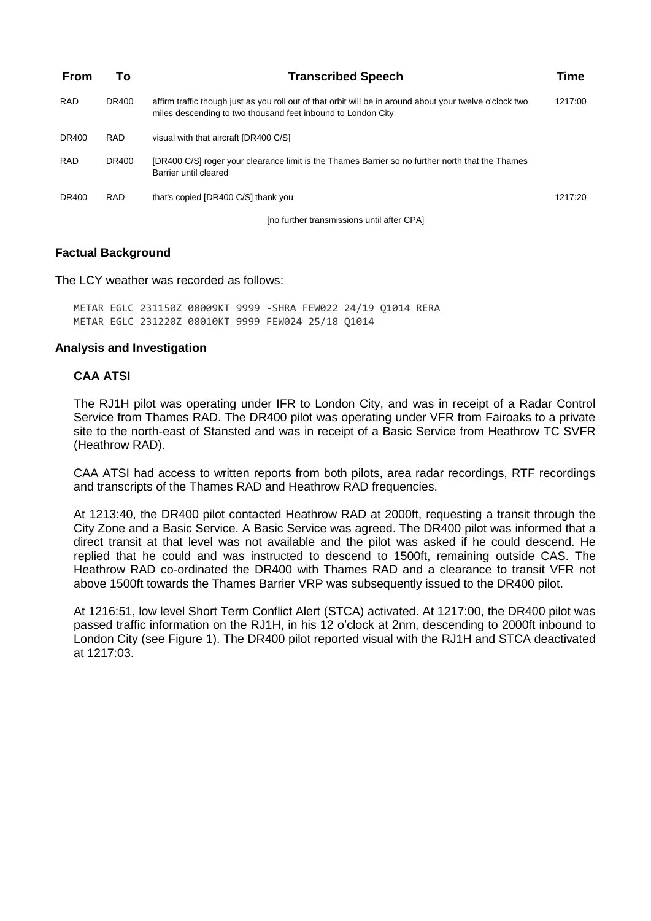| From | To | Transcribed Speech | Time |
|---|---|---|---|
| RAD | DR400 | affirm traffic though just as you roll out of that orbit will be in around about your twelve o'clock two miles descending to two thousand feet inbound to London City | 1217:00 |
| DR400 | RAD | visual with that aircraft [DR400 C/S] | |
| RAD | DR400 | [DR400 C/S] roger your clearance limit is the Thames Barrier so no further north that the Thames Barrier until cleared | |
| DR400 | RAD | that's copied [DR400 C/S] thank you | 1217:20 |
| | | [no further transmissions until after CPA] | |

## Factual Background

The LCY weather was recorded as follows:

```
METAR EGLC 231150Z 08009KT 9999 -SHRA FEW022 24/19 Q1014 RERA
METAR EGLC 231220Z 08010KT 9999 FEW024 25/18 Q1014
```

## Analysis and Investigation

### CAA ATSI

The RJ1H pilot was operating under IFR to London City, and was in receipt of a Radar Control Service from Thames RAD. The DR400 pilot was operating under VFR from Fairoaks to a private site to the north-east of Stansted and was in receipt of a Basic Service from Heathrow TC SVFR (Heathrow RAD).

CAA ATSI had access to written reports from both pilots, area radar recordings, RTF recordings and transcripts of the Thames RAD and Heathrow RAD frequencies.

At 1213:40, the DR400 pilot contacted Heathrow RAD at 2000ft, requesting a transit through the City Zone and a Basic Service. A Basic Service was agreed. The DR400 pilot was informed that a direct transit at that level was not available and the pilot was asked if he could descend. He replied that he could and was instructed to descend to 1500ft, remaining outside CAS. The Heathrow RAD co-ordinated the DR400 with Thames RAD and a clearance to transit VFR not above 1500ft towards the Thames Barrier VRP was subsequently issued to the DR400 pilot.

At 1216:51, low level Short Term Conflict Alert (STCA) activated. At 1217:00, the DR400 pilot was passed traffic information on the RJ1H, in his 12 o'clock at 2nm, descending to 2000ft inbound to London City (see Figure 1). The DR400 pilot reported visual with the RJ1H and STCA deactivated at 1217:03.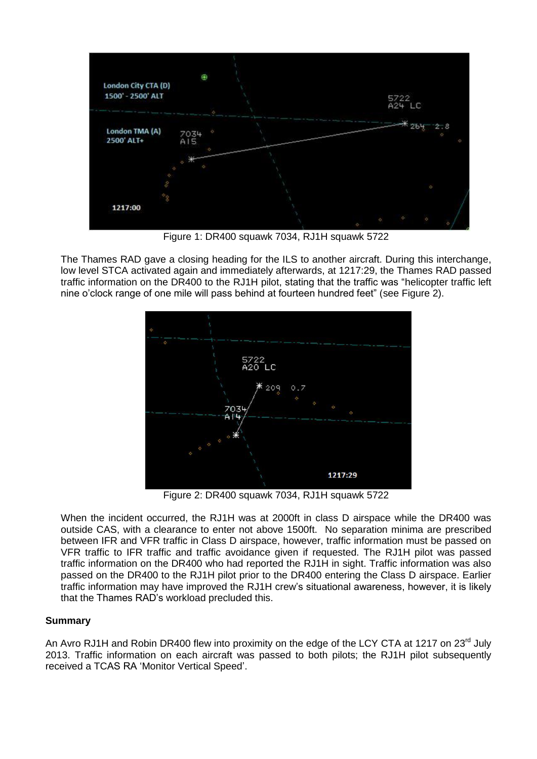Figure 1: DR400 squawk 7034, RJ1H squawk 5722

The Thames RAD gave a closing heading for the ILS to another aircraft. During this interchange, low level STCA activated again and immediately afterwards, at 1217:29, the Thames RAD passed traffic information on the DR400 to the RJ1H pilot, stating that the traffic was "helicopter traffic left nine o'clock range of one mile will pass behind at fourteen hundred feet" (see Figure 2).

Figure 2: DR400 squawk 7034, RJ1H squawk 5722

When the incident occurred, the RJ1H was at 2000ft in class D airspace while the DR400 was outside CAS, with a clearance to enter not above 1500ft. No separation minima are prescribed between IFR and VFR traffic in Class D airspace, however, traffic information must be passed on VFR traffic to IFR traffic and traffic avoidance given if requested. The RJ1H pilot was passed traffic information on the DR400 who had reported the RJ1H in sight. Traffic information was also passed on the DR400 to the RJ1H pilot prior to the DR400 entering the Class D airspace. Earlier traffic information may have improved the RJ1H crew's situational awareness, however, it is likely that the Thames RAD's workload precluded this.

**Summary**

An Avro RJ1H and Robin DR400 flew into proximity on the edge of the LCY CTA at 1217 on 23rd July 2013. Traffic information on each aircraft was passed to both pilots; the RJ1H pilot subsequently received a TCAS RA 'Monitor Vertical Speed'.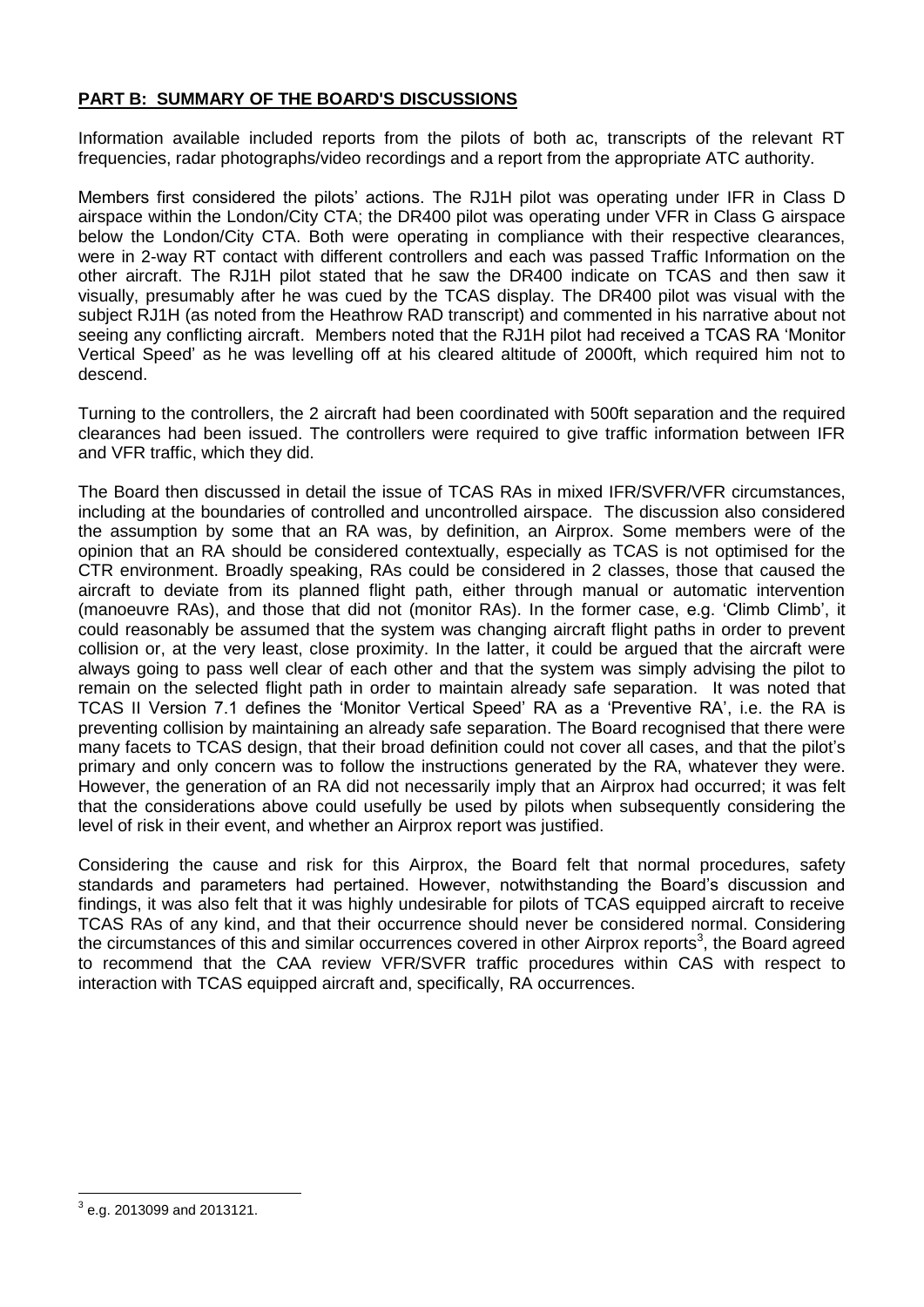## **PART B: SUMMARY OF THE BOARD'S DISCUSSIONS**

Information available included reports from the pilots of both ac, transcripts of the relevant RT frequencies, radar photographs/video recordings and a report from the appropriate ATC authority.

Members first considered the pilots' actions. The RJ1H pilot was operating under IFR in Class D airspace within the London/City CTA; the DR400 pilot was operating under VFR in Class G airspace below the London/City CTA. Both were operating in compliance with their respective clearances, were in 2-way RT contact with different controllers and each was passed Traffic Information on the other aircraft. The RJ1H pilot stated that he saw the DR400 indicate on TCAS and then saw it visually, presumably after he was cued by the TCAS display. The DR400 pilot was visual with the subject RJ1H (as noted from the Heathrow RAD transcript) and commented in his narrative about not seeing any conflicting aircraft. Members noted that the RJ1H pilot had received a TCAS RA 'Monitor Vertical Speed' as he was levelling off at his cleared altitude of 2000ft, which required him not to descend.

Turning to the controllers, the 2 aircraft had been coordinated with 500ft separation and the required clearances had been issued. The controllers were required to give traffic information between IFR and VFR traffic, which they did.

The Board then discussed in detail the issue of TCAS RAs in mixed IFR/SVFR/VFR circumstances, including at the boundaries of controlled and uncontrolled airspace. The discussion also considered the assumption by some that an RA was, by definition, an Airprox. Some members were of the opinion that an RA should be considered contextually, especially as TCAS is not optimised for the CTR environment. Broadly speaking, RAs could be considered in 2 classes, those that caused the aircraft to deviate from its planned flight path, either through manual or automatic intervention (manoeuvre RAs), and those that did not (monitor RAs). In the former case, e.g. 'Climb Climb', it could reasonably be assumed that the system was changing aircraft flight paths in order to prevent collision or, at the very least, close proximity. In the latter, it could be argued that the aircraft were always going to pass well clear of each other and that the system was simply advising the pilot to remain on the selected flight path in order to maintain already safe separation. It was noted that TCAS II Version 7.1 defines the 'Monitor Vertical Speed' RA as a 'Preventive RA', i.e. the RA is preventing collision by maintaining an already safe separation. The Board recognised that there were many facets to TCAS design, that their broad definition could not cover all cases, and that the pilot's primary and only concern was to follow the instructions generated by the RA, whatever they were. However, the generation of an RA did not necessarily imply that an Airprox had occurred; it was felt that the considerations above could usefully be used by pilots when subsequently considering the level of risk in their event, and whether an Airprox report was justified.

Considering the cause and risk for this Airprox, the Board felt that normal procedures, safety standards and parameters had pertained. However, notwithstanding the Board's discussion and findings, it was also felt that it was highly undesirable for pilots of TCAS equipped aircraft to receive TCAS RAs of any kind, and that their occurrence should never be considered normal. Considering the circumstances of this and similar occurrences covered in other Airprox reports[3], the Board agreed to recommend that the CAA review VFR/SVFR traffic procedures within CAS with respect to interaction with TCAS equipped aircraft and, specifically, RA occurrences.

---

[3] e.g. 2013099 and 2013121.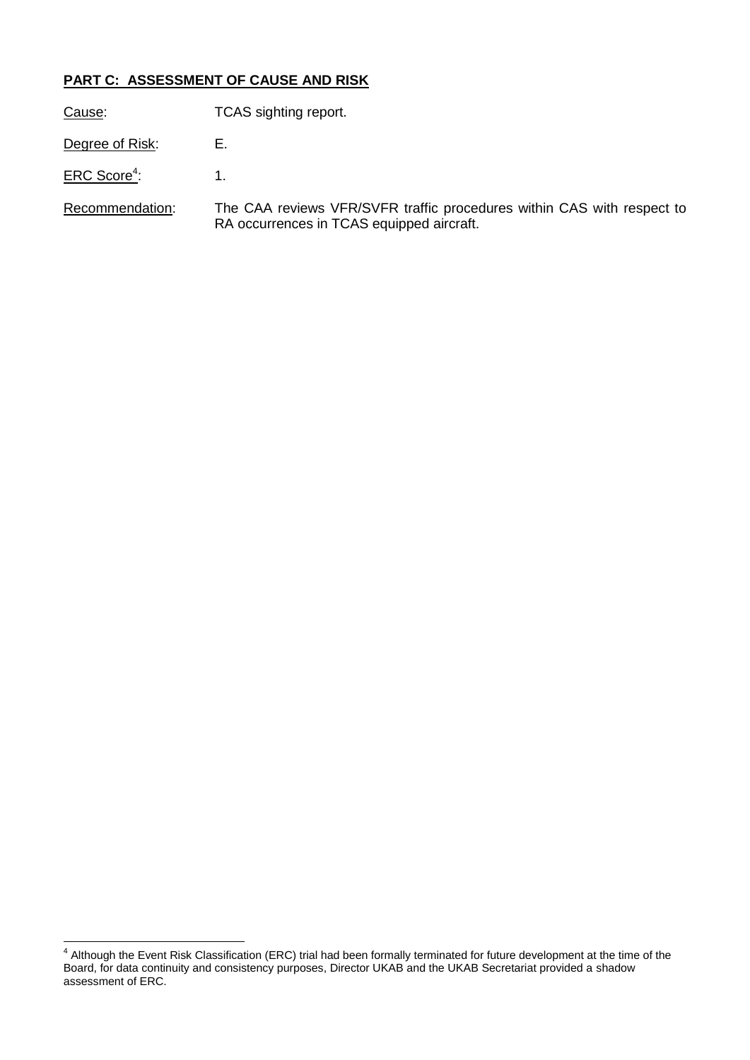**PART C: ASSESSMENT OF CAUSE AND RISK**

Cause: TCAS sighting report.

Degree of Risk: E.

ERC Score[4]: 1.

Recommendation: The CAA reviews VFR/SVFR traffic procedures within CAS with respect to RA occurrences in TCAS equipped aircraft.

[4] Although the Event Risk Classification (ERC) trial had been formally terminated for future development at the time of the Board, for data continuity and consistency purposes, Director UKAB and the UKAB Secretariat provided a shadow assessment of ERC.